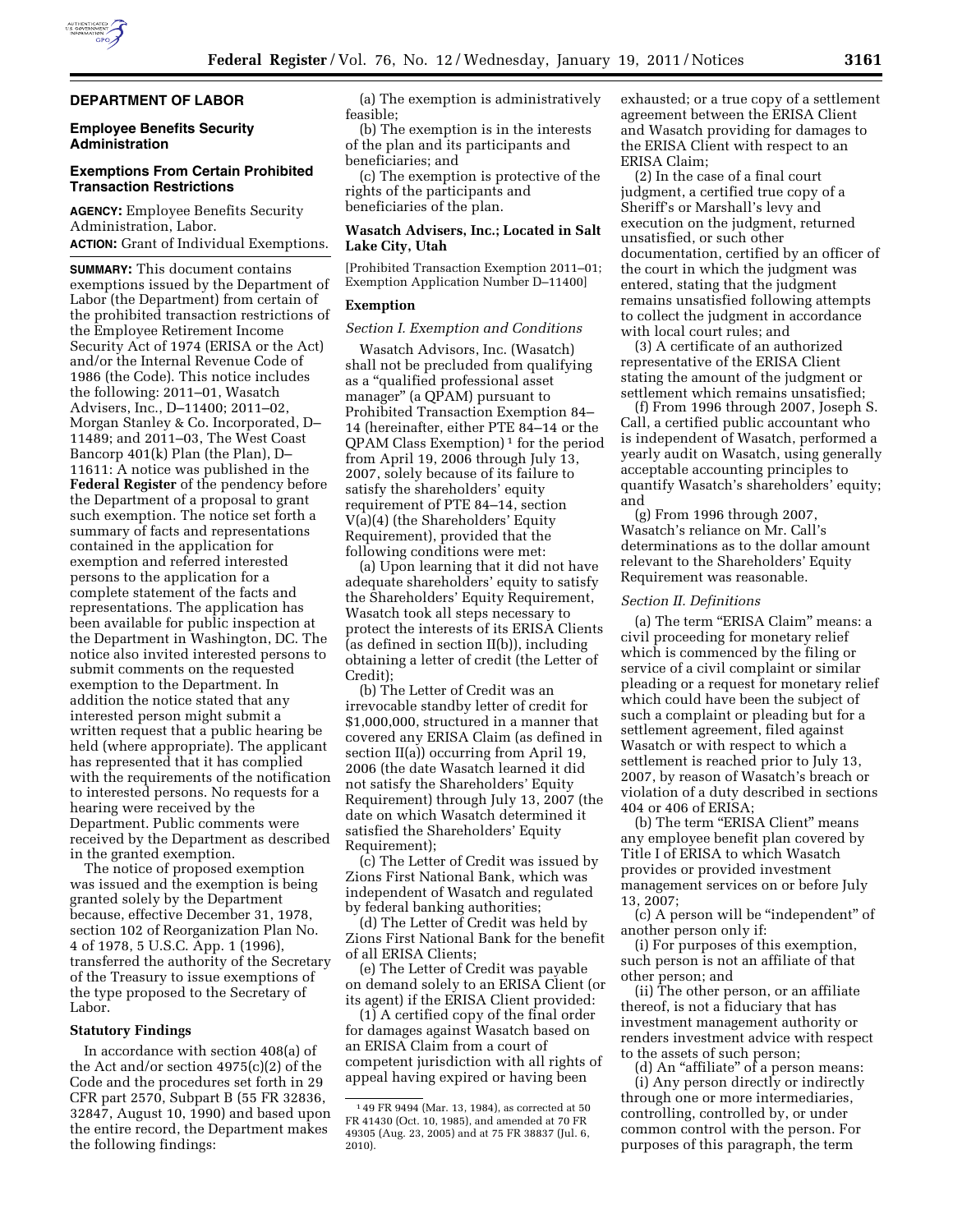## DEPARTMENT OF LABOR

### Employee Benefits Security Administration

### Exemptions From Certain Prohibited Transaction Restrictions

**AGENCY:** Employee Benefits Security Administration, Labor.

**ACTION:** Grant of Individual Exemptions.

**SUMMARY:** This document contains exemptions issued by the Department of Labor (the Department) from certain of the prohibited transaction restrictions of the Employee Retirement Income Security Act of 1974 (ERISA or the Act) and/or the Internal Revenue Code of 1986 (the Code). This notice includes the following: 2011–01, Wasatch Advisers, Inc., D–11400; 2011–02, Morgan Stanley & Co. Incorporated, D–11489; and 2011–03, The West Coast Bancorp 401(k) Plan (the Plan), D–11611: A notice was published in the **Federal Register** of the pendency before the Department of a proposal to grant such exemption. The notice set forth a summary of facts and representations contained in the application for exemption and referred interested persons to the application for a complete statement of the facts and representations. The application has been available for public inspection at the Department in Washington, DC. The notice also invited interested persons to submit comments on the requested exemption to the Department. In addition the notice stated that any interested person might submit a written request that a public hearing be held (where appropriate). The applicant has represented that it has complied with the requirements of the notification to interested persons. No requests for a hearing were received by the Department. Public comments were received by the Department as described in the granted exemption.

The notice of proposed exemption was issued and the exemption is being granted solely by the Department because, effective December 31, 1978, section 102 of Reorganization Plan No. 4 of 1978, 5 U.S.C. App. 1 (1996), transferred the authority of the Secretary of the Treasury to issue exemptions of the type proposed to the Secretary of Labor.

### Statutory Findings

In accordance with section 408(a) of the Act and/or section 4975(c)(2) of the Code and the procedures set forth in 29 CFR part 2570, Subpart B (55 FR 32836, 32847, August 10, 1990) and based upon the entire record, the Department makes the following findings:

(a) The exemption is administratively feasible;

(b) The exemption is in the interests of the plan and its participants and beneficiaries; and

(c) The exemption is protective of the rights of the participants and beneficiaries of the plan.

### Wasatch Advisers, Inc.; Located in Salt Lake City, Utah

[Prohibited Transaction Exemption 2011–01; Exemption Application Number D–11400]

### Exemption

*Section I. Exemption and Conditions*

Wasatch Advisors, Inc. (Wasatch) shall not be precluded from qualifying as a "qualified professional asset manager" (a QPAM) pursuant to Prohibited Transaction Exemption 84–14 (hereinafter, either PTE 84–14 or the QPAM Class Exemption) [1] for the period from April 19, 2006 through July 13, 2007, solely because of its failure to satisfy the shareholders' equity requirement of PTE 84–14, section V(a)(4) (the Shareholders' Equity Requirement), provided that the following conditions were met:

(a) Upon learning that it did not have adequate shareholders' equity to satisfy the Shareholders' Equity Requirement, Wasatch took all steps necessary to protect the interests of its ERISA Clients (as defined in section II(b)), including obtaining a letter of credit (the Letter of Credit);

(b) The Letter of Credit was an irrevocable standby letter of credit for \$1,000,000, structured in a manner that covered any ERISA Claim (as defined in section II(a)) occurring from April 19, 2006 (the date Wasatch learned it did not satisfy the Shareholders' Equity Requirement) through July 13, 2007 (the date on which Wasatch determined it satisfied the Shareholders' Equity Requirement);

(c) The Letter of Credit was issued by Zions First National Bank, which was independent of Wasatch and regulated by federal banking authorities;

(d) The Letter of Credit was held by Zions First National Bank for the benefit of all ERISA Clients;

(e) The Letter of Credit was payable on demand solely to an ERISA Client (or its agent) if the ERISA Client provided:

(1) A certified copy of the final order for damages against Wasatch based on an ERISA Claim from a court of competent jurisdiction with all rights of appeal having expired or having been exhausted; or a true copy of a settlement agreement between the ERISA Client and Wasatch providing for damages to the ERISA Client with respect to an ERISA Claim;

(2) In the case of a final court judgment, a certified true copy of a Sheriff's or Marshall's levy and execution on the judgment, returned unsatisfied, or such other documentation, certified by an officer of the court in which the judgment was entered, stating that the judgment remains unsatisfied following attempts to collect the judgment in accordance with local court rules; and

(3) A certificate of an authorized representative of the ERISA Client stating the amount of the judgment or settlement which remains unsatisfied;

(f) From 1996 through 2007, Joseph S. Call, a certified public accountant who is independent of Wasatch, performed a yearly audit on Wasatch, using generally acceptable accounting principles to quantify Wasatch's shareholders' equity; and

(g) From 1996 through 2007, Wasatch's reliance on Mr. Call's determinations as to the dollar amount relevant to the Shareholders' Equity Requirement was reasonable.

*Section II. Definitions*

(a) The term "ERISA Claim" means: a civil proceeding for monetary relief which is commenced by the filing or service of a civil complaint or similar pleading or a request for monetary relief which could have been the subject of such a complaint or pleading but for a settlement agreement, filed against Wasatch or with respect to which a settlement is reached prior to July 13, 2007, by reason of Wasatch's breach or violation of a duty described in sections 404 or 406 of ERISA;

(b) The term "ERISA Client" means any employee benefit plan covered by Title I of ERISA to which Wasatch provides or provided investment management services on or before July 13, 2007;

(c) A person will be "independent" of another person only if:

(i) For purposes of this exemption, such person is not an affiliate of that other person; and

(ii) The other person, or an affiliate thereof, is not a fiduciary that has investment management authority or renders investment advice with respect to the assets of such person;

(d) An "affiliate" of a person means:

(i) Any person directly or indirectly through one or more intermediaries, controlling, controlled by, or under common control with the person. For purposes of this paragraph, the term

---

[1] 49 FR 9494 (Mar. 13, 1984), as corrected at 50 FR 41430 (Oct. 10, 1985), and amended at 70 FR 49305 (Aug. 23, 2005) and at 75 FR 38837 (Jul. 6, 2010).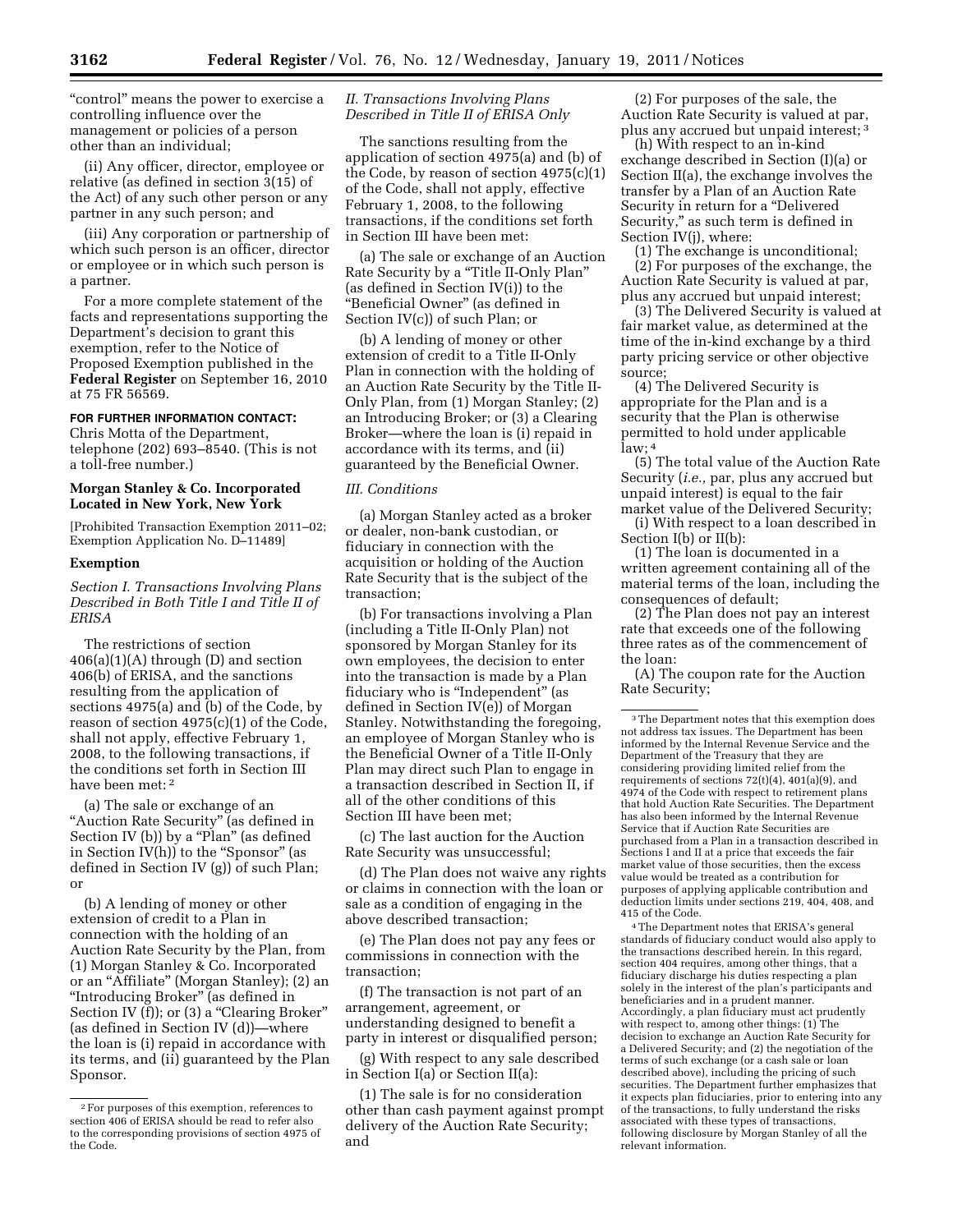"control" means the power to exercise a controlling influence over the management or policies of a person other than an individual;

(ii) Any officer, director, employee or relative (as defined in section 3(15) of the Act) of any such other person or any partner in any such person; and

(iii) Any corporation or partnership of which such person is an officer, director or employee or in which such person is a partner.

For a more complete statement of the facts and representations supporting the Department's decision to grant this exemption, refer to the Notice of Proposed Exemption published in the **Federal Register** on September 16, 2010 at 75 FR 56569.

**FOR FURTHER INFORMATION CONTACT:** Chris Motta of the Department, telephone (202) 693–8540. (This is not a toll-free number.)

### Morgan Stanley & Co. Incorporated Located in New York, New York

[Prohibited Transaction Exemption 2011–02; Exemption Application No. D–11489]

#### Exemption

*Section I. Transactions Involving Plans Described in Both Title I and Title II of ERISA*

The restrictions of section 406(a)(1)(A) through (D) and section 406(b) of ERISA, and the sanctions resulting from the application of sections 4975(a) and (b) of the Code, by reason of section 4975(c)(1) of the Code, shall not apply, effective February 1, 2008, to the following transactions, if the conditions set forth in Section III have been met: [2]

(a) The sale or exchange of an "Auction Rate Security" (as defined in Section IV (b)) by a "Plan" (as defined in Section IV(h)) to the "Sponsor" (as defined in Section IV (g)) of such Plan; or

(b) A lending of money or other extension of credit to a Plan in connection with the holding of an Auction Rate Security by the Plan, from (1) Morgan Stanley & Co. Incorporated or an "Affiliate" (Morgan Stanley); (2) an "Introducing Broker" (as defined in Section IV (f)); or (3) a "Clearing Broker" (as defined in Section IV (d))—where the loan is (i) repaid in accordance with its terms, and (ii) guaranteed by the Plan Sponsor.

*II. Transactions Involving Plans Described in Title II of ERISA Only*

The sanctions resulting from the application of section 4975(a) and (b) of the Code, by reason of section 4975(c)(1) of the Code, shall not apply, effective February 1, 2008, to the following transactions, if the conditions set forth in Section III have been met:

(a) The sale or exchange of an Auction Rate Security by a "Title II-Only Plan" (as defined in Section IV(i)) to the "Beneficial Owner" (as defined in Section IV(c)) of such Plan; or

(b) A lending of money or other extension of credit to a Title II-Only Plan in connection with the holding of an Auction Rate Security by the Title II-Only Plan, from (1) Morgan Stanley; (2) an Introducing Broker; or (3) a Clearing Broker—where the loan is (i) repaid in accordance with its terms, and (ii) guaranteed by the Beneficial Owner.

*III. Conditions*

(a) Morgan Stanley acted as a broker or dealer, non-bank custodian, or fiduciary in connection with the acquisition or holding of the Auction Rate Security that is the subject of the transaction;

(b) For transactions involving a Plan (including a Title II-Only Plan) not sponsored by Morgan Stanley for its own employees, the decision to enter into the transaction is made by a Plan fiduciary who is "Independent" (as defined in Section IV(e)) of Morgan Stanley. Notwithstanding the foregoing, an employee of Morgan Stanley who is the Beneficial Owner of a Title II-Only Plan may direct such Plan to engage in a transaction described in Section II, if all of the other conditions of this Section III have been met;

(c) The last auction for the Auction Rate Security was unsuccessful;

(d) The Plan does not waive any rights or claims in connection with the loan or sale as a condition of engaging in the above described transaction;

(e) The Plan does not pay any fees or commissions in connection with the transaction;

(f) The transaction is not part of an arrangement, agreement, or understanding designed to benefit a party in interest or disqualified person;

(g) With respect to any sale described in Section I(a) or Section II(a):

(1) The sale is for no consideration other than cash payment against prompt delivery of the Auction Rate Security; and

(2) For purposes of the sale, the Auction Rate Security is valued at par, plus any accrued but unpaid interest; [3]

(h) With respect to an in-kind exchange described in Section (I)(a) or Section II(a), the exchange involves the transfer by a Plan of an Auction Rate Security in return for a "Delivered Security," as such term is defined in Section IV(j), where:

(1) The exchange is unconditional;

(2) For purposes of the exchange, the Auction Rate Security is valued at par, plus any accrued but unpaid interest;

(3) The Delivered Security is valued at fair market value, as determined at the time of the in-kind exchange by a third party pricing service or other objective source;

(4) The Delivered Security is appropriate for the Plan and is a security that the Plan is otherwise permitted to hold under applicable law; [4]

(5) The total value of the Auction Rate Security (*i.e.,* par, plus any accrued but unpaid interest) is equal to the fair market value of the Delivered Security;

(i) With respect to a loan described in Section I(b) or II(b):

(1) The loan is documented in a written agreement containing all of the material terms of the loan, including the consequences of default;

(2) The Plan does not pay an interest rate that exceeds one of the following three rates as of the commencement of the loan:

(A) The coupon rate for the Auction Rate Security;

---

[2] For purposes of this exemption, references to section 406 of ERISA should be read to refer also to the corresponding provisions of section 4975 of the Code.

[3] The Department notes that this exemption does not address tax issues. The Department has been informed by the Internal Revenue Service and the Department of the Treasury that they are considering providing limited relief from the requirements of sections 72(t)(4), 401(a)(9), and 4974 of the Code with respect to retirement plans that hold Auction Rate Securities. The Department has also been informed by the Internal Revenue Service that if Auction Rate Securities are purchased from a Plan in a transaction described in Sections I and II at a price that exceeds the fair market value of those securities, then the excess value would be treated as a contribution for purposes of applying applicable contribution and deduction limits under sections 219, 404, 408, and 415 of the Code.

[4] The Department notes that ERISA's general standards of fiduciary conduct would also apply to the transactions described herein. In this regard, section 404 requires, among other things, that a fiduciary discharge his duties respecting a plan solely in the interest of the plan's participants and beneficiaries and in a prudent manner. Accordingly, a plan fiduciary must act prudently with respect to, among other things: (1) The decision to exchange an Auction Rate Security for a Delivered Security; and (2) the negotiation of the terms of such exchange (or a cash sale or loan described above), including the pricing of such securities. The Department further emphasizes that it expects plan fiduciaries, prior to entering into any of the transactions, to fully understand the risks associated with these types of transactions, following disclosure by Morgan Stanley of all the relevant information.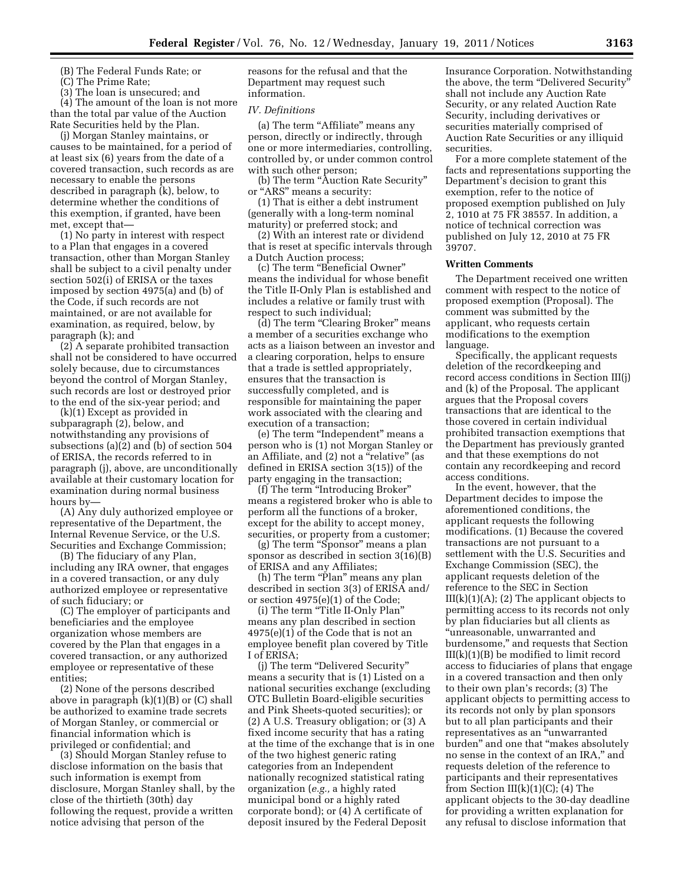(B) The Federal Funds Rate; or

(C) The Prime Rate;

(3) The loan is unsecured; and

(4) The amount of the loan is not more than the total par value of the Auction Rate Securities held by the Plan.

(j) Morgan Stanley maintains, or causes to be maintained, for a period of at least six (6) years from the date of a covered transaction, such records as are necessary to enable the persons described in paragraph (k), below, to determine whether the conditions of this exemption, if granted, have been met, except that—

(1) No party in interest with respect to a Plan that engages in a covered transaction, other than Morgan Stanley shall be subject to a civil penalty under section 502(i) of ERISA or the taxes imposed by section 4975(a) and (b) of the Code, if such records are not maintained, or are not available for examination, as required, below, by paragraph (k); and

(2) A separate prohibited transaction shall not be considered to have occurred solely because, due to circumstances beyond the control of Morgan Stanley, such records are lost or destroyed prior to the end of the six-year period; and

(k)(1) Except as provided in subparagraph (2), below, and notwithstanding any provisions of subsections (a)(2) and (b) of section 504 of ERISA, the records referred to in paragraph (j), above, are unconditionally available at their customary location for examination during normal business hours by—

(A) Any duly authorized employee or representative of the Department, the Internal Revenue Service, or the U.S. Securities and Exchange Commission;

(B) The fiduciary of any Plan, including any IRA owner, that engages in a covered transaction, or any duly authorized employee or representative of such fiduciary; or

(C) The employer of participants and beneficiaries and the employee organization whose members are covered by the Plan that engages in a covered transaction, or any authorized employee or representative of these entities;

(2) None of the persons described above in paragraph (k)(1)(B) or (C) shall be authorized to examine trade secrets of Morgan Stanley, or commercial or financial information which is privileged or confidential; and

(3) Should Morgan Stanley refuse to disclose information on the basis that such information is exempt from disclosure, Morgan Stanley shall, by the close of the thirtieth (30th) day following the request, provide a written notice advising that person of the reasons for the refusal and that the Department may request such information.

*IV. Definitions*

(a) The term "Affiliate" means any person, directly or indirectly, through one or more intermediaries, controlling, controlled by, or under common control with such other person;

(b) The term "Auction Rate Security" or "ARS" means a security:

(1) That is either a debt instrument (generally with a long-term nominal maturity) or preferred stock; and

(2) With an interest rate or dividend that is reset at specific intervals through a Dutch Auction process;

(c) The term "Beneficial Owner" means the individual for whose benefit the Title II-Only Plan is established and includes a relative or family trust with respect to such individual;

(d) The term "Clearing Broker" means a member of a securities exchange who acts as a liaison between an investor and a clearing corporation, helps to ensure that a trade is settled appropriately, ensures that the transaction is successfully completed, and is responsible for maintaining the paper work associated with the clearing and execution of a transaction;

(e) The term "Independent" means a person who is (1) not Morgan Stanley or an Affiliate, and (2) not a "relative" (as defined in ERISA section 3(15)) of the party engaging in the transaction;

(f) The term "Introducing Broker" means a registered broker who is able to perform all the functions of a broker, except for the ability to accept money, securities, or property from a customer;

(g) The term "Sponsor" means a plan sponsor as described in section 3(16)(B) of ERISA and any Affiliates;

(h) The term "Plan" means any plan described in section 3(3) of ERISA and/or section 4975(e)(1) of the Code;

(i) The term "Title II-Only Plan" means any plan described in section 4975(e)(1) of the Code that is not an employee benefit plan covered by Title I of ERISA;

(j) The term "Delivered Security" means a security that is (1) Listed on a national securities exchange (excluding OTC Bulletin Board-eligible securities and Pink Sheets-quoted securities); or (2) A U.S. Treasury obligation; or (3) A fixed income security that has a rating at the time of the exchange that is in one of the two highest generic rating categories from an Independent nationally recognized statistical rating organization (*e.g.,* a highly rated municipal bond or a highly rated corporate bond); or (4) A certificate of deposit insured by the Federal Deposit Insurance Corporation. Notwithstanding the above, the term "Delivered Security" shall not include any Auction Rate Security, or any related Auction Rate Security, including derivatives or securities materially comprised of Auction Rate Securities or any illiquid securities.

For a more complete statement of the facts and representations supporting the Department's decision to grant this exemption, refer to the notice of proposed exemption published on July 2, 1010 at 75 FR 38557. In addition, a notice of technical correction was published on July 12, 2010 at 75 FR 39707.

**Written Comments**

The Department received one written comment with respect to the notice of proposed exemption (Proposal). The comment was submitted by the applicant, who requests certain modifications to the exemption language.

Specifically, the applicant requests deletion of the recordkeeping and record access conditions in Section III(j) and (k) of the Proposal. The applicant argues that the Proposal covers transactions that are identical to the those covered in certain individual prohibited transaction exemptions that the Department has previously granted and that these exemptions do not contain any recordkeeping and record access conditions.

In the event, however, that the Department decides to impose the aforementioned conditions, the applicant requests the following modifications. (1) Because the covered transactions are not pursuant to a settlement with the U.S. Securities and Exchange Commission (SEC), the applicant requests deletion of the reference to the SEC in Section III(k)(1)(A); (2) The applicant objects to permitting access to its records not only by plan fiduciaries but all clients as "unreasonable, unwarranted and burdensome," and requests that Section III(k)(1)(B) be modified to limit record access to fiduciaries of plans that engage in a covered transaction and then only to their own plan's records; (3) The applicant objects to permitting access to its records not only by plan sponsors but to all plan participants and their representatives as an "unwarranted burden" and one that "makes absolutely no sense in the context of an IRA," and requests deletion of the reference to participants and their representatives from Section III(k)(1)(C); (4) The applicant objects to the 30-day deadline for providing a written explanation for any refusal to disclose information that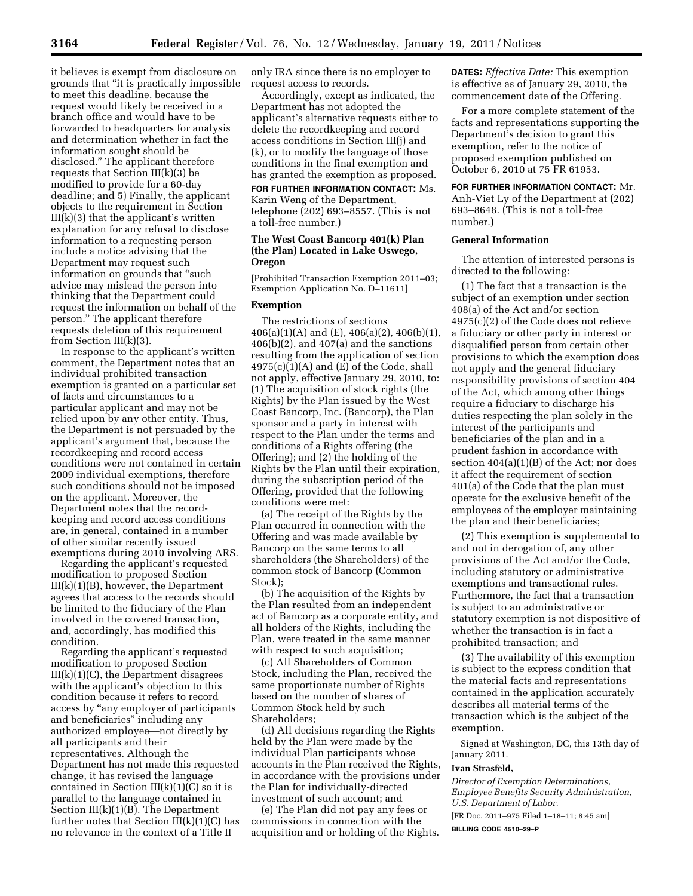it believes is exempt from disclosure on grounds that "it is practically impossible to meet this deadline, because the request would likely be received in a branch office and would have to be forwarded to headquarters for analysis and determination whether in fact the information sought should be disclosed." The applicant therefore requests that Section III(k)(3) be modified to provide for a 60-day deadline; and 5) Finally, the applicant objects to the requirement in Section III(k)(3) that the applicant's written explanation for any refusal to disclose information to a requesting person include a notice advising that the Department may request such information on grounds that "such advice may mislead the person into thinking that the Department could request the information on behalf of the person." The applicant therefore requests deletion of this requirement from Section III(k)(3).

In response to the applicant's written comment, the Department notes that an individual prohibited transaction exemption is granted on a particular set of facts and circumstances to a particular applicant and may not be relied upon by any other entity. Thus, the Department is not persuaded by the applicant's argument that, because the recordkeeping and record access conditions were not contained in certain 2009 individual exemptions, therefore such conditions should not be imposed on the applicant. Moreover, the Department notes that the recordkeeping and record access conditions are, in general, contained in a number of other similar recently issued exemptions during 2010 involving ARS.

Regarding the applicant's requested modification to proposed Section III(k)(1)(B), however, the Department agrees that access to the records should be limited to the fiduciary of the Plan involved in the covered transaction, and, accordingly, has modified this condition.

Regarding the applicant's requested modification to proposed Section III(k)(1)(C), the Department disagrees with the applicant's objection to this condition because it refers to record access by "any employer of participants and beneficiaries" including any authorized employee—not directly by all participants and their representatives. Although the Department has not made this requested change, it has revised the language contained in Section III(k)(1)(C) so it is parallel to the language contained in Section III(k)(1)(B). The Department further notes that Section III(k)(1)(C) has no relevance in the context of a Title II only IRA since there is no employer to request access to records.

Accordingly, except as indicated, the Department has not adopted the applicant's alternative requests either to delete the recordkeeping and record access conditions in Section III(j) and (k), or to modify the language of those conditions in the final exemption and has granted the exemption as proposed.

**FOR FURTHER INFORMATION CONTACT:** Ms. Karin Weng of the Department, telephone (202) 693–8557. (This is not a toll-free number.)

## The West Coast Bancorp 401(k) Plan (the Plan) Located in Lake Oswego, Oregon

[Prohibited Transaction Exemption 2011–03; Exemption Application No. D–11611]

### Exemption

The restrictions of sections 406(a)(1)(A) and (E), 406(a)(2), 406(b)(1), 406(b)(2), and 407(a) and the sanctions resulting from the application of section 4975(c)(1)(A) and (E) of the Code, shall not apply, effective January 29, 2010, to: (1) The acquisition of stock rights (the Rights) by the Plan issued by the West Coast Bancorp, Inc. (Bancorp), the Plan sponsor and a party in interest with respect to the Plan under the terms and conditions of a Rights offering (the Offering); and (2) the holding of the Rights by the Plan until their expiration, during the subscription period of the Offering, provided that the following conditions were met:

(a) The receipt of the Rights by the Plan occurred in connection with the Offering and was made available by Bancorp on the same terms to all shareholders (the Shareholders) of the common stock of Bancorp (Common Stock);

(b) The acquisition of the Rights by the Plan resulted from an independent act of Bancorp as a corporate entity, and all holders of the Rights, including the Plan, were treated in the same manner with respect to such acquisition;

(c) All Shareholders of Common Stock, including the Plan, received the same proportionate number of Rights based on the number of shares of Common Stock held by such Shareholders;

(d) All decisions regarding the Rights held by the Plan were made by the individual Plan participants whose accounts in the Plan received the Rights, in accordance with the provisions under the Plan for individually-directed investment of such account; and

(e) The Plan did not pay any fees or commissions in connection with the acquisition and or holding of the Rights.

**DATES:** *Effective Date:* This exemption is effective as of January 29, 2010, the commencement date of the Offering.

For a more complete statement of the facts and representations supporting the Department's decision to grant this exemption, refer to the notice of proposed exemption published on October 6, 2010 at 75 FR 61953.

**FOR FURTHER INFORMATION CONTACT:** Mr. Anh-Viet Ly of the Department at (202) 693–8648. (This is not a toll-free number.)

### General Information

The attention of interested persons is directed to the following:

(1) The fact that a transaction is the subject of an exemption under section 408(a) of the Act and/or section 4975(c)(2) of the Code does not relieve a fiduciary or other party in interest or disqualified person from certain other provisions to which the exemption does not apply and the general fiduciary responsibility provisions of section 404 of the Act, which among other things require a fiduciary to discharge his duties respecting the plan solely in the interest of the participants and beneficiaries of the plan and in a prudent fashion in accordance with section 404(a)(1)(B) of the Act; nor does it affect the requirement of section 401(a) of the Code that the plan must operate for the exclusive benefit of the employees of the employer maintaining the plan and their beneficiaries;

(2) This exemption is supplemental to and not in derogation of, any other provisions of the Act and/or the Code, including statutory or administrative exemptions and transactional rules. Furthermore, the fact that a transaction is subject to an administrative or statutory exemption is not dispositive of whether the transaction is in fact a prohibited transaction; and

(3) The availability of this exemption is subject to the express condition that the material facts and representations contained in the application accurately describes all material terms of the transaction which is the subject of the exemption.

Signed at Washington, DC, this 13th day of January 2011.

**Ivan Strasfeld,**

*Director of Exemption Determinations, Employee Benefits Security Administration, U.S. Department of Labor.*

[FR Doc. 2011–975 Filed 1–18–11; 8:45 am]

**BILLING CODE 4510–29–P**